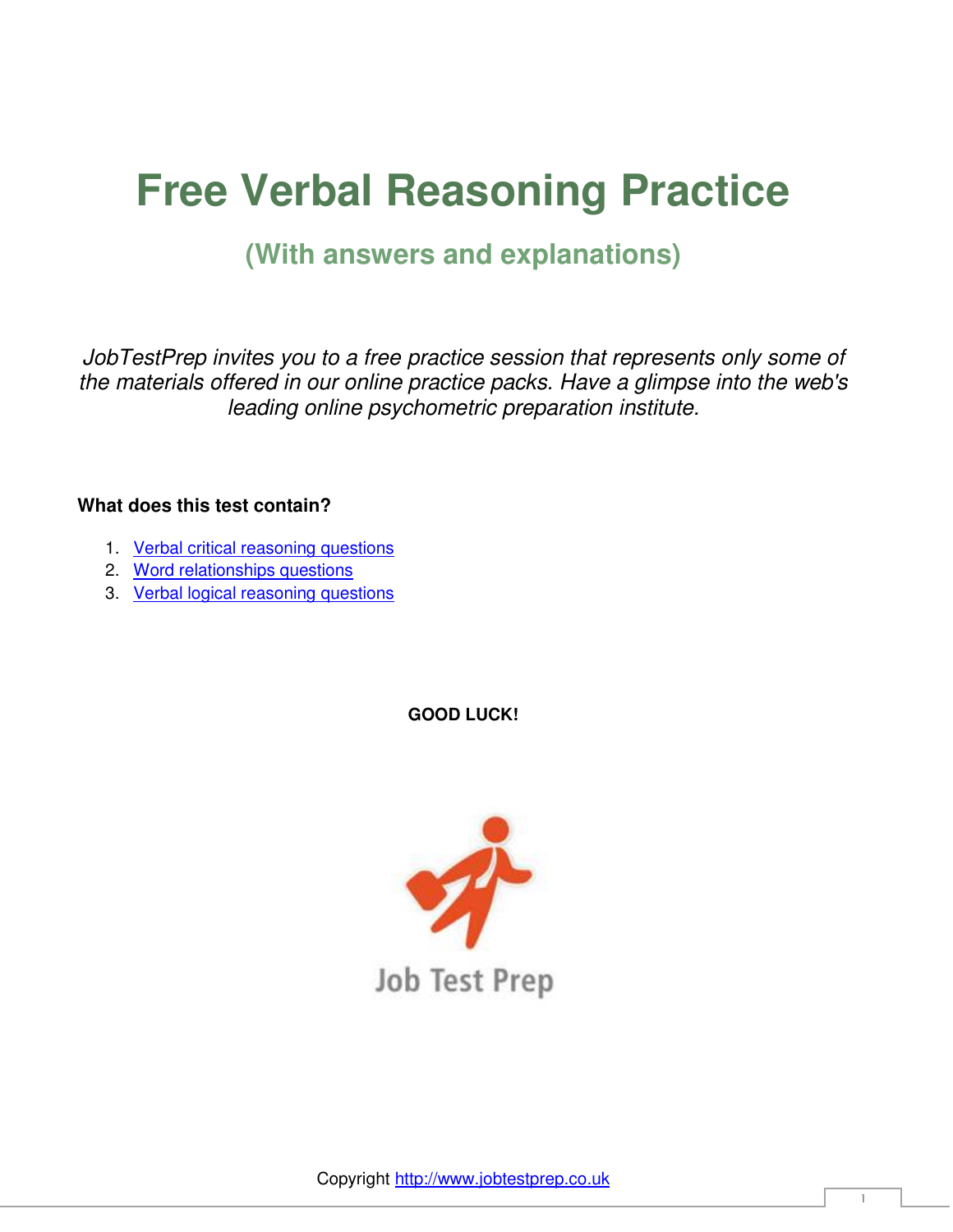# Free Verbal Reasoning Practice

## (With answers and explanations)

*JobTestPrep invites you to a free practice session that represents only some of the materials offered in our online practice packs. Have a glimpse into the web's leading online psychometric preparation institute.*

**What does this test contain?**

1. Verbal critical reasoning questions
2. Word relationships questions
3. Verbal logical reasoning questions

**GOOD LUCK!**

Job Test Prep

Copyright http://www.jobtestprep.co.uk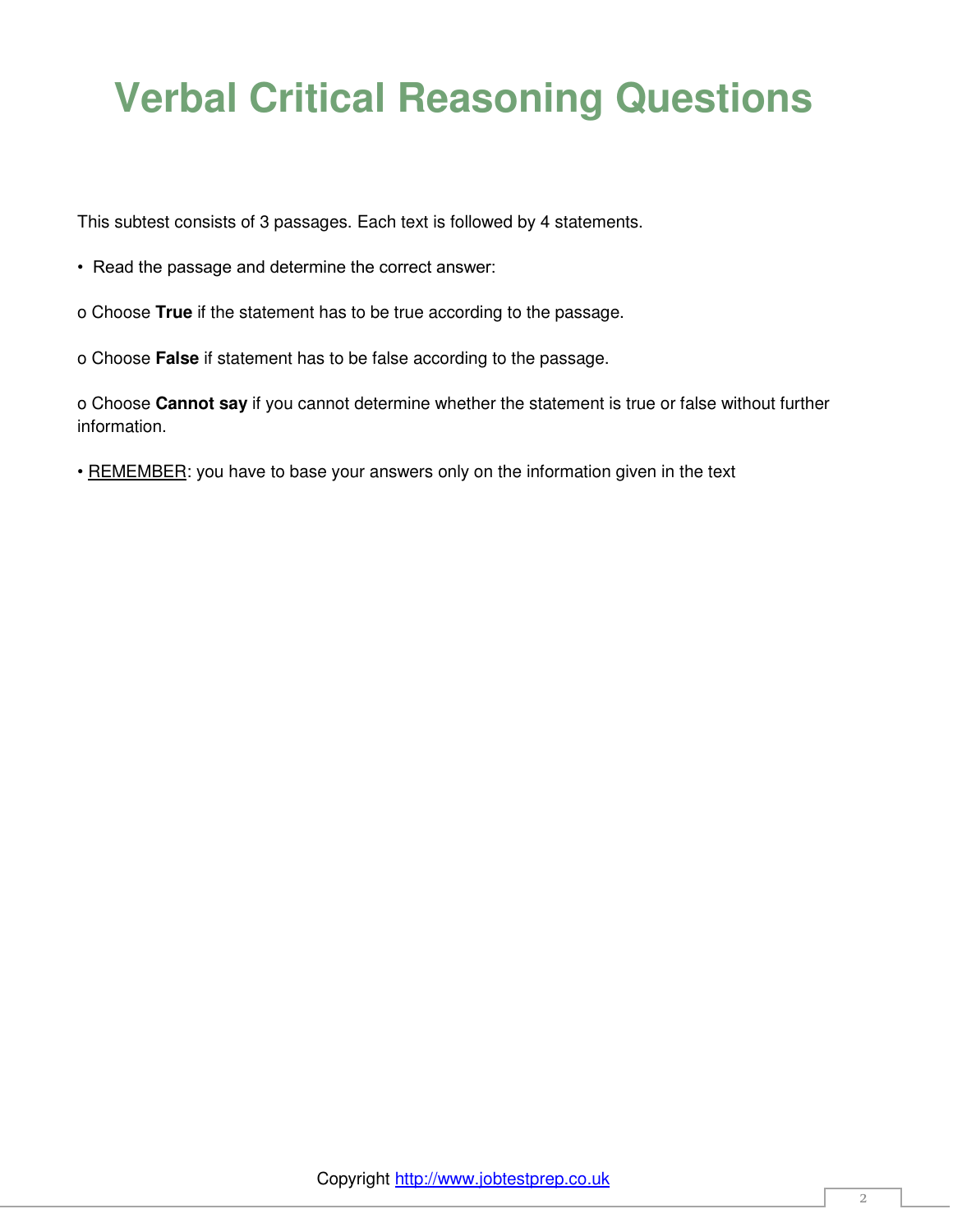# Verbal Critical Reasoning Questions

This subtest consists of 3 passages. Each text is followed by 4 statements.

- Read the passage and determine the correct answer:

o Choose **True** if the statement has to be true according to the passage.

o Choose **False** if statement has to be false according to the passage.

o Choose **Cannot say** if you cannot determine whether the statement is true or false without further information.

• <u>REMEMBER</u>: you have to base your answers only on the information given in the text

Copyright http://www.jobtestprep.co.uk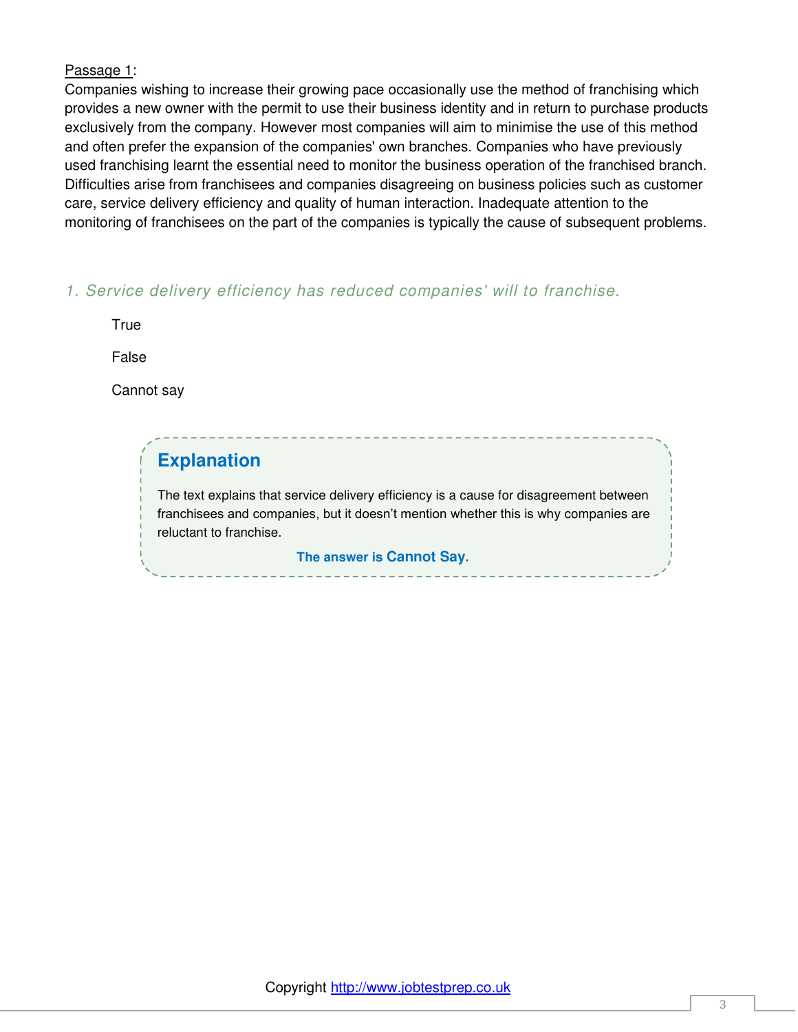<u>Passage 1</u>:
Companies wishing to increase their growing pace occasionally use the method of franchising which provides a new owner with the permit to use their business identity and in return to purchase products exclusively from the company. However most companies will aim to minimise the use of this method and often prefer the expansion of the companies' own branches. Companies who have previously used franchising learnt the essential need to monitor the business operation of the franchised branch. Difficulties arise from franchisees and companies disagreeing on business policies such as customer care, service delivery efficiency and quality of human interaction. Inadequate attention to the monitoring of franchisees on the part of the companies is typically the cause of subsequent problems.

*1. Service delivery efficiency has reduced companies' will to franchise.*

True

False

Cannot say

## Explanation

The text explains that service delivery efficiency is a cause for disagreement between franchisees and companies, but it doesn't mention whether this is why companies are reluctant to franchise.

**The answer is Cannot Say.**

Copyright http://www.jobtestprep.co.uk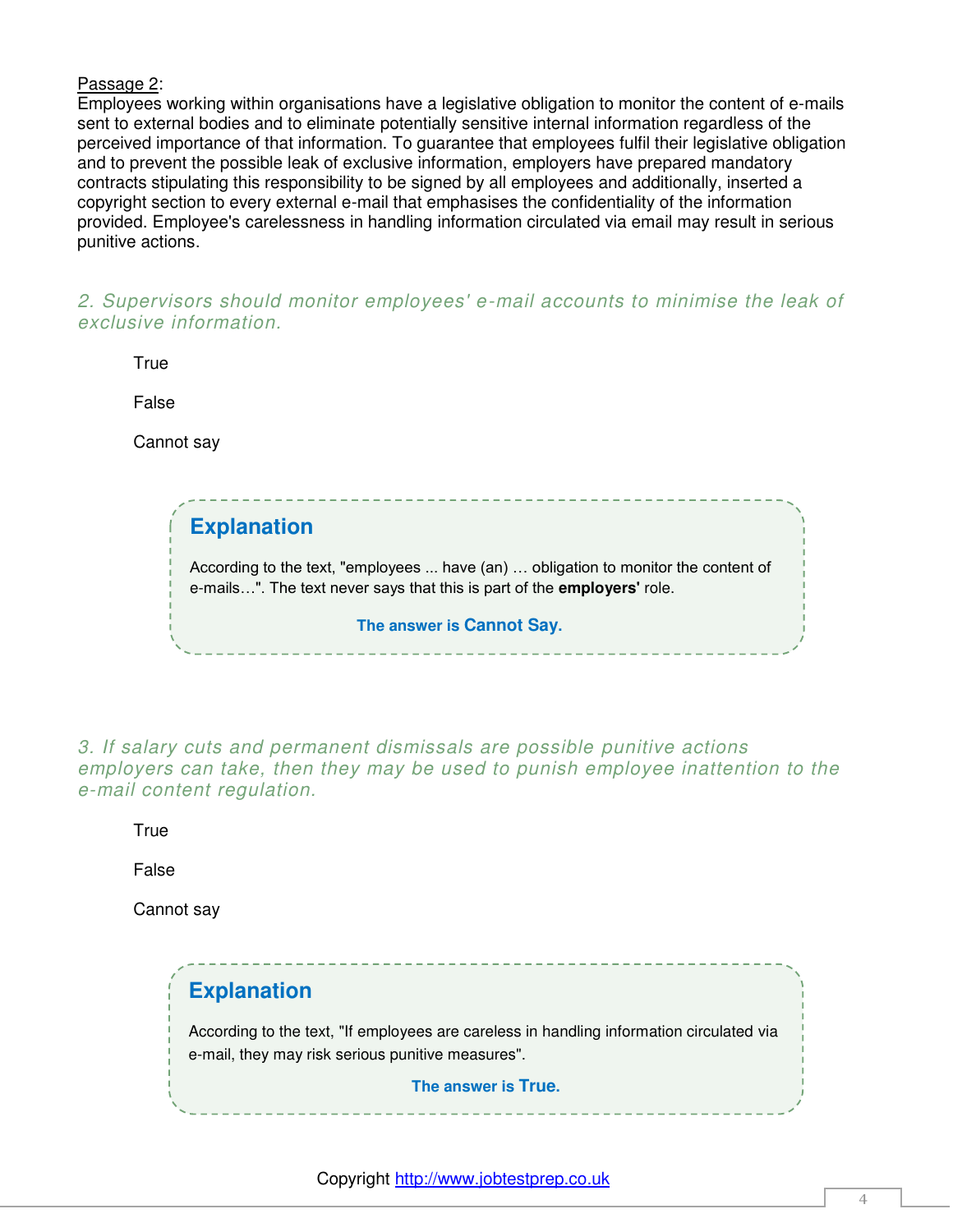<u>Passage 2</u>:

Employees working within organisations have a legislative obligation to monitor the content of e-mails sent to external bodies and to eliminate potentially sensitive internal information regardless of the perceived importance of that information. To guarantee that employees fulfil their legislative obligation and to prevent the possible leak of exclusive information, employers have prepared mandatory contracts stipulating this responsibility to be signed by all employees and additionally, inserted a copyright section to every external e-mail that emphasises the confidentiality of the information provided. Employee's carelessness in handling information circulated via email may result in serious punitive actions.

*2. Supervisors should monitor employees' e-mail accounts to minimise the leak of exclusive information.*

True

False

Cannot say

> **Explanation**
>
> According to the text, "employees ... have (an) … obligation to monitor the content of e-mails…". The text never says that this is part of the **employers'** role.
>
> **The answer is Cannot Say.**

*3. If salary cuts and permanent dismissals are possible punitive actions employers can take, then they may be used to punish employee inattention to the e-mail content regulation.*

True

False

Cannot say

> **Explanation**
>
> According to the text, "If employees are careless in handling information circulated via e-mail, they may risk serious punitive measures".
>
> **The answer is True.**

Copyright http://www.jobtestprep.co.uk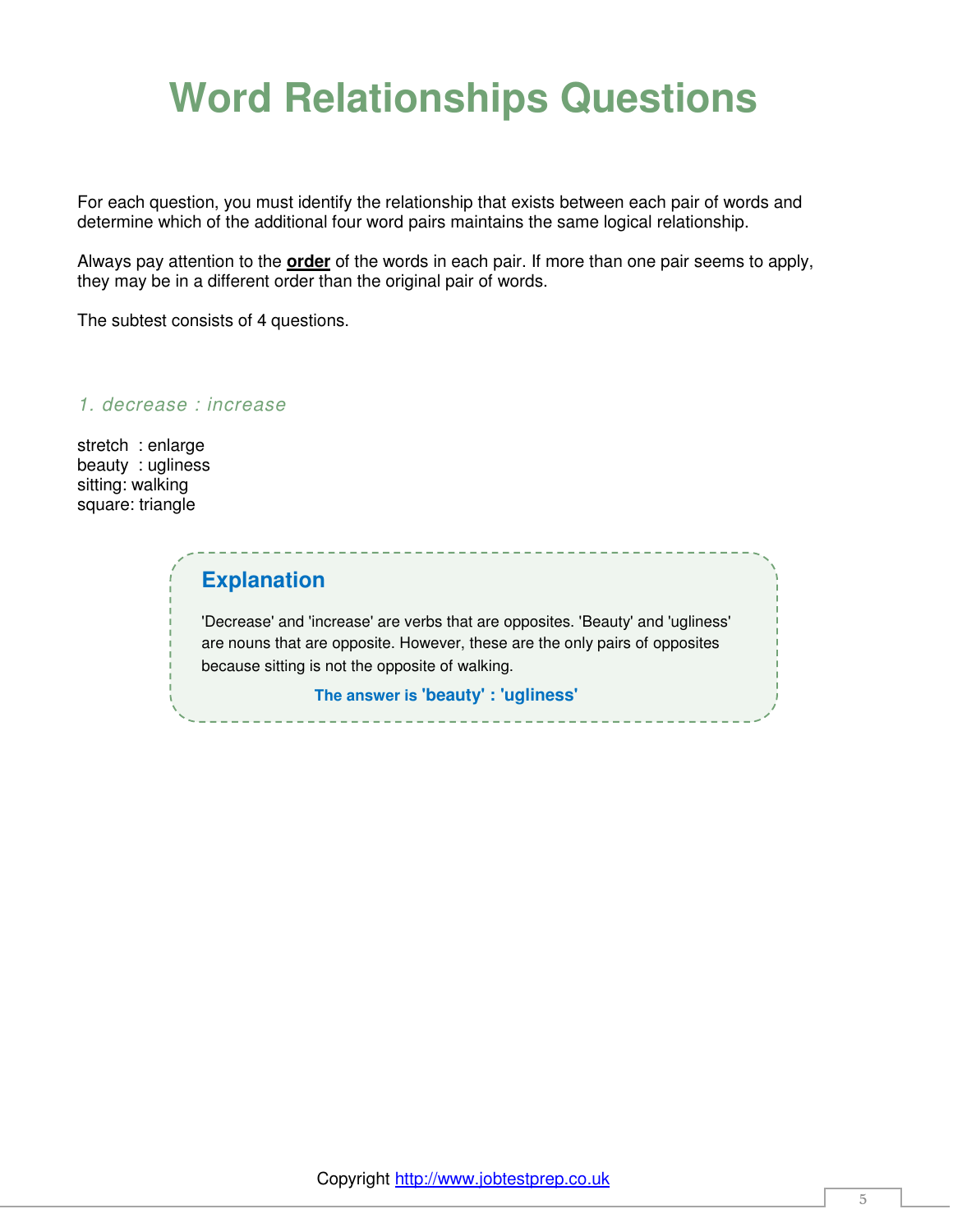# Word Relationships Questions

For each question, you must identify the relationship that exists between each pair of words and determine which of the additional four word pairs maintains the same logical relationship.

Always pay attention to the **order** of the words in each pair. If more than one pair seems to apply, they may be in a different order than the original pair of words.

The subtest consists of 4 questions.

*1. decrease : increase*

stretch : enlarge
beauty : ugliness
sitting: walking
square: triangle

## Explanation

'Decrease' and 'increase' are verbs that are opposites. 'Beauty' and 'ugliness' are nouns that are opposite. However, these are the only pairs of opposites because sitting is not the opposite of walking.

**The answer is 'beauty' : 'ugliness'**

Copyright http://www.jobtestprep.co.uk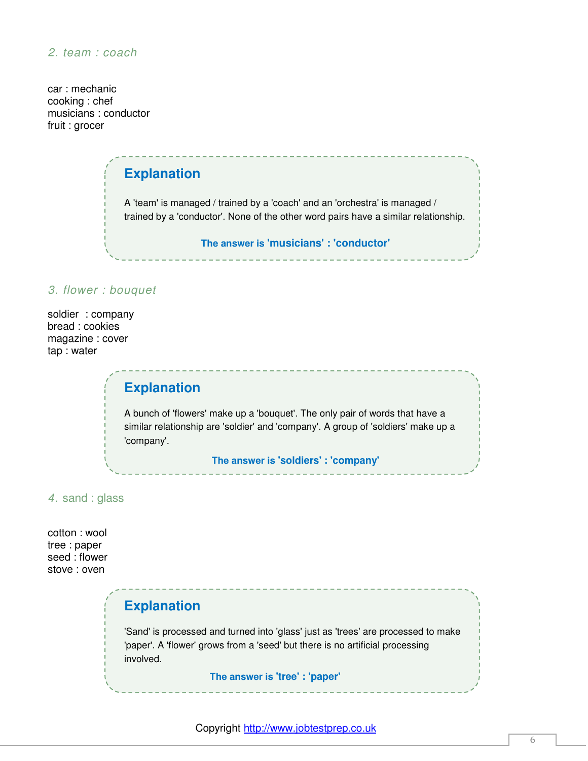*2. team : coach*

car : mechanic
cooking : chef
musicians : conductor
fruit : grocer

### Explanation

A 'team' is managed / trained by a 'coach' and an 'orchestra' is managed / trained by a 'conductor'. None of the other word pairs have a similar relationship.

**The answer is 'musicians' : 'conductor'**

*3. flower : bouquet*

soldier : company
bread : cookies
magazine : cover
tap : water

### Explanation

A bunch of 'flowers' make up a 'bouquet'. The only pair of words that have a similar relationship are 'soldier' and 'company'. A group of 'soldiers' make up a 'company'.

**The answer is 'soldiers' : 'company'**

*4. sand : glass*

cotton : wool
tree : paper
seed : flower
stove : oven

### Explanation

'Sand' is processed and turned into 'glass' just as 'trees' are processed to make 'paper'. A 'flower' grows from a 'seed' but there is no artificial processing involved.

**The answer is 'tree' : 'paper'**

Copyright http://www.jobtestprep.co.uk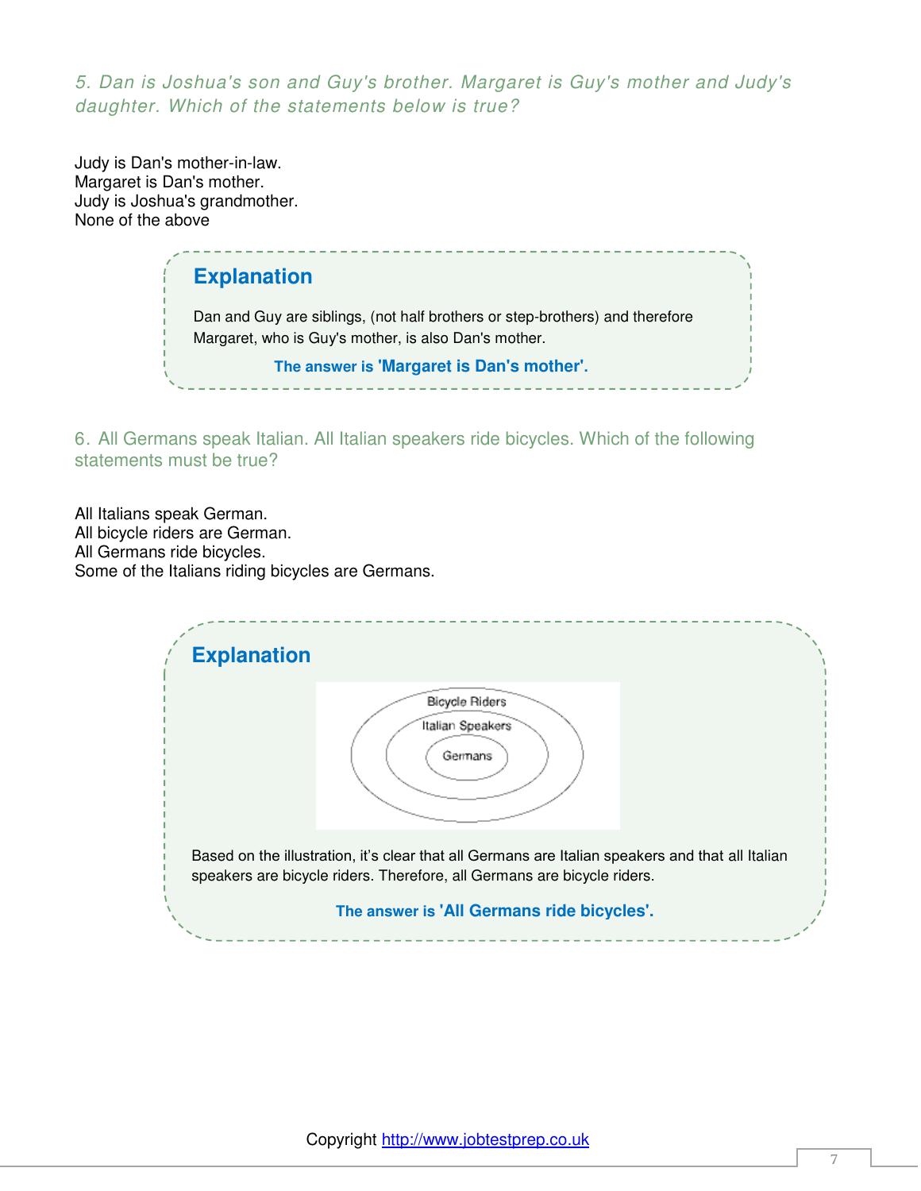*5. Dan is Joshua's son and Guy's brother. Margaret is Guy's mother and Judy's daughter. Which of the statements below is true?*

Judy is Dan's mother-in-law.
Margaret is Dan's mother.
Judy is Joshua's grandmother.
None of the above

## Explanation

Dan and Guy are siblings, (not half brothers or step-brothers) and therefore Margaret, who is Guy's mother, is also Dan's mother.

**The answer is 'Margaret is Dan's mother'.**

6. All Germans speak Italian. All Italian speakers ride bicycles. Which of the following statements must be true?

All Italians speak German.
All bicycle riders are German.
All Germans ride bicycles.
Some of the Italians riding bicycles are Germans.

## Explanation

Bicycle Riders
Italian Speakers
Germans

Based on the illustration, it's clear that all Germans are Italian speakers and that all Italian speakers are bicycle riders. Therefore, all Germans are bicycle riders.

**The answer is 'All Germans ride bicycles'.**

Copyright http://www.jobtestprep.co.uk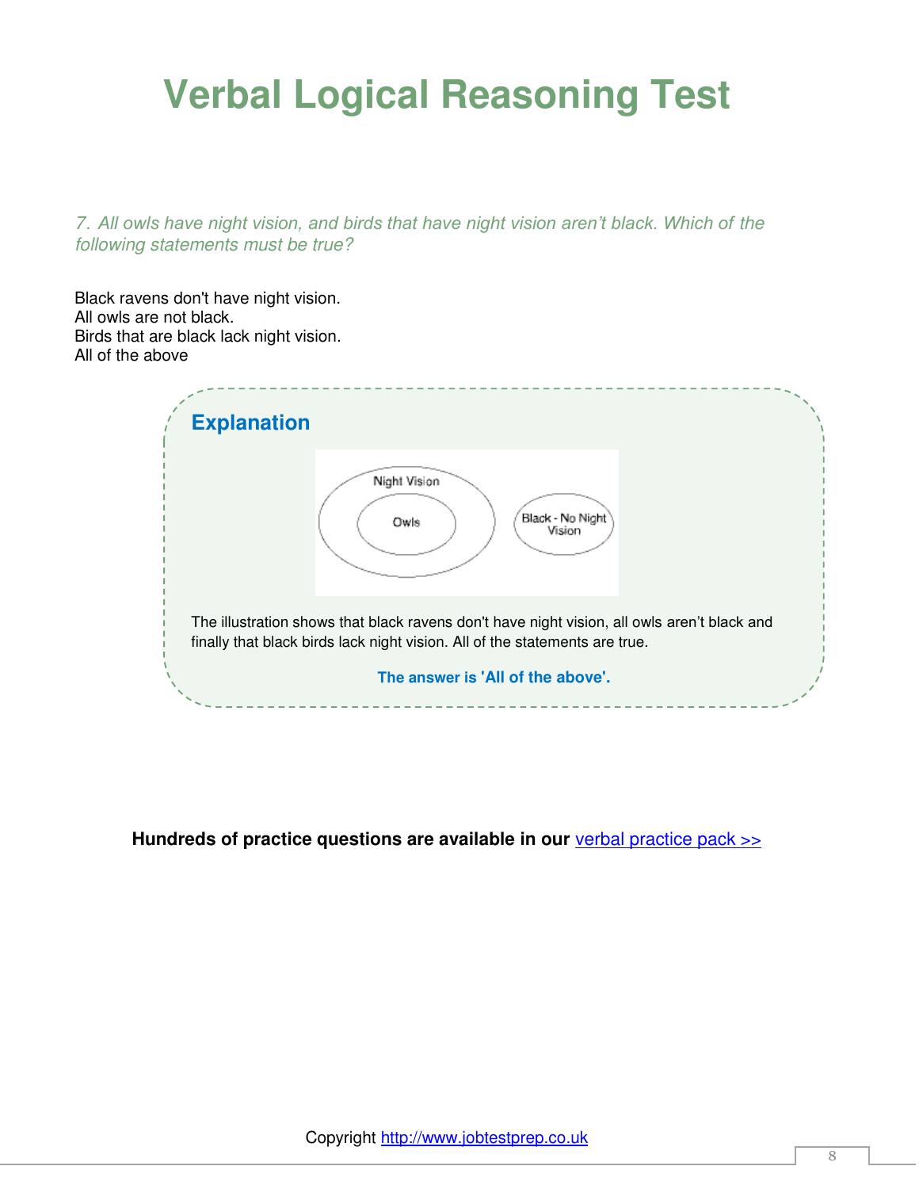# Verbal Logical Reasoning Test

*7. All owls have night vision, and birds that have night vision aren't black. Which of the following statements must be true?*

Black ravens don't have night vision.
All owls are not black.
Birds that are black lack night vision.
All of the above

## Explanation

Night Vision
Owls
Black - No Night Vision

The illustration shows that black ravens don't have night vision, all owls aren't black and finally that black birds lack night vision. All of the statements are true.

**The answer is 'All of the above'.**

**Hundreds of practice questions are available in our** [verbal practice pack >>]()

Copyright [http://www.jobtestprep.co.uk](http://www.jobtestprep.co.uk)